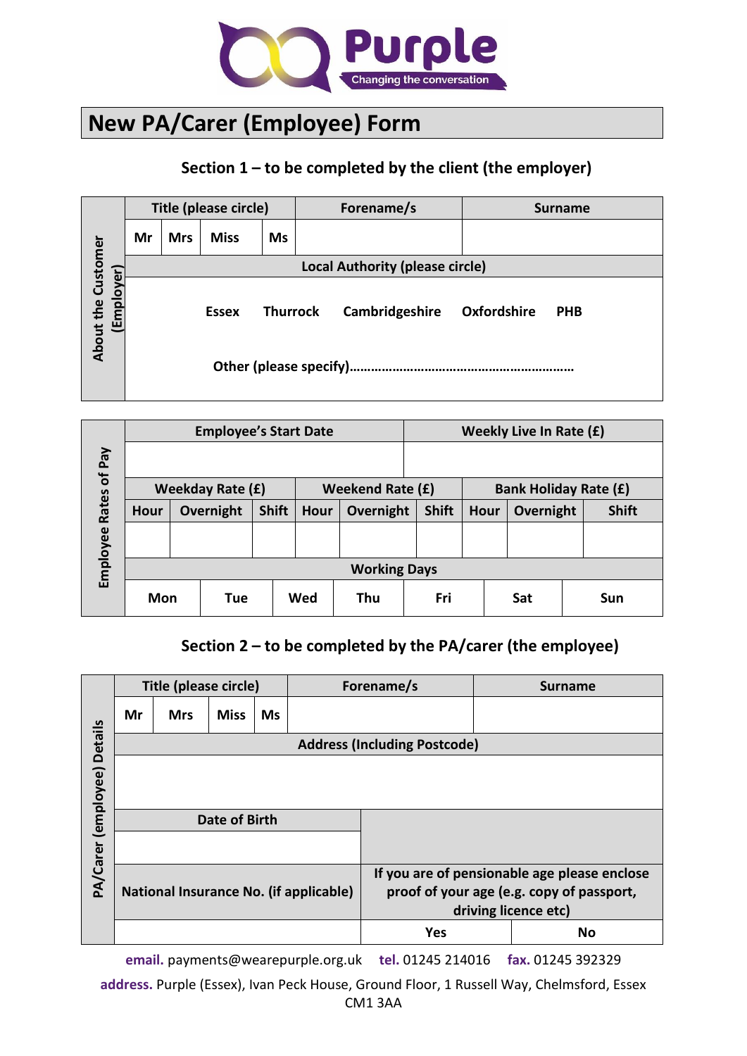Purple

Changing the conversation

# New PA/Carer (Employee) Form

## Section 1 – to be completed by the client (the employer)

| About the Customer (Employer) | Title (please circle) | | | | Forename/s | Surname |
|---|---|---|---|---|---|---|
| | Mr | Mrs | Miss | Ms | | |
| | Local Authority (please circle) | | | | | |
| | Essex | Thurrock | Cambridgeshire | Oxfordshire | PHB | |
| | Other (please specify)…………………………………………………… | | | | | |

| Employee Rates of Pay | Employee's Start Date | | | | | | Weekly Live In Rate (£) | | |
|---|---|---|---|---|---|---|---|---|---|
| | | | | | | | | | |
| | Weekday Rate (£) | | | Weekend Rate (£) | | | Bank Holiday Rate (£) | | |
| | Hour | Overnight | Shift | Hour | Overnight | Shift | Hour | Overnight | Shift |
| | | | | | | | | | |
| | Working Days | | | | | | | | |
| | Mon | Tue | Wed | Thu | Fri | Sat | Sun | | |

## Section 2 – to be completed by the PA/carer (the employee)

| PA/Carer (employee) Details | Title (please circle) | | | | Forename/s | Surname |
|---|---|---|---|---|---|---|
| | Mr | Mrs | Miss | Ms | | |
| | Address (Including Postcode) | | | | | |
| | | | | | | |
| | Date of Birth | | | | | |
| | | | | | | |
| | National Insurance No. (if applicable) | | | | If you are of pensionable age please enclose proof of your age (e.g. copy of passport, driving licence etc) | |
| | | | | | Yes | No |

**email.** payments@wearepurple.org.uk **tel.** 01245 214016 **fax.** 01245 392329

**address.** Purple (Essex), Ivan Peck House, Ground Floor, 1 Russell Way, Chelmsford, Essex CM1 3AA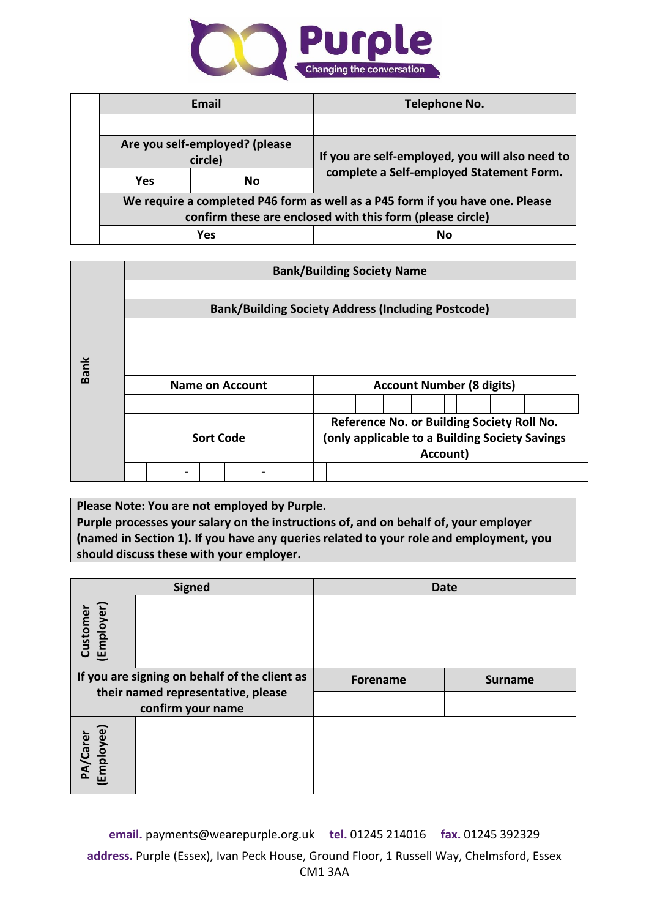**Purple**
Changing the conversation

| | Email | | Telephone No. |
|---|---|---|---|
| | | | |
| | Are you self-employed? (please circle) | | If you are self-employed, you will also need to complete a Self-employed Statement Form. |
| | Yes | No | |
| | We require a completed P46 form as well as a P45 form if you have one. Please confirm these are enclosed with this form (please circle) | | |
| | Yes | | No |

| | | |
|---|---|---|
| Bank | Bank/Building Society Name | |
| | | |
| | Bank/Building Society Address (Including Postcode) | |
| | | |
| | Name on Account | Account Number (8 digits) |
| | | |
| | Sort Code | Reference No. or Building Society Roll No. (only applicable to a Building Society Savings Account) |
| | - - | |

**Please Note: You are not employed by Purple.**
**Purple processes your salary on the instructions of, and on behalf of, your employer (named in Section 1). If you have any queries related to your role and employment, you should discuss these with your employer.**

| Signed | | Date | |
|---|---|---|---|
| Customer (Employer) | | | |
| If you are signing on behalf of the client as their named representative, please confirm your name | | Forename | Surname |
| | | | |
| PA/Carer (Employee) | | | |

**email.** payments@wearepurple.org.uk **tel.** 01245 214016 **fax.** 01245 392329
**address.** Purple (Essex), Ivan Peck House, Ground Floor, 1 Russell Way, Chelmsford, Essex CM1 3AA